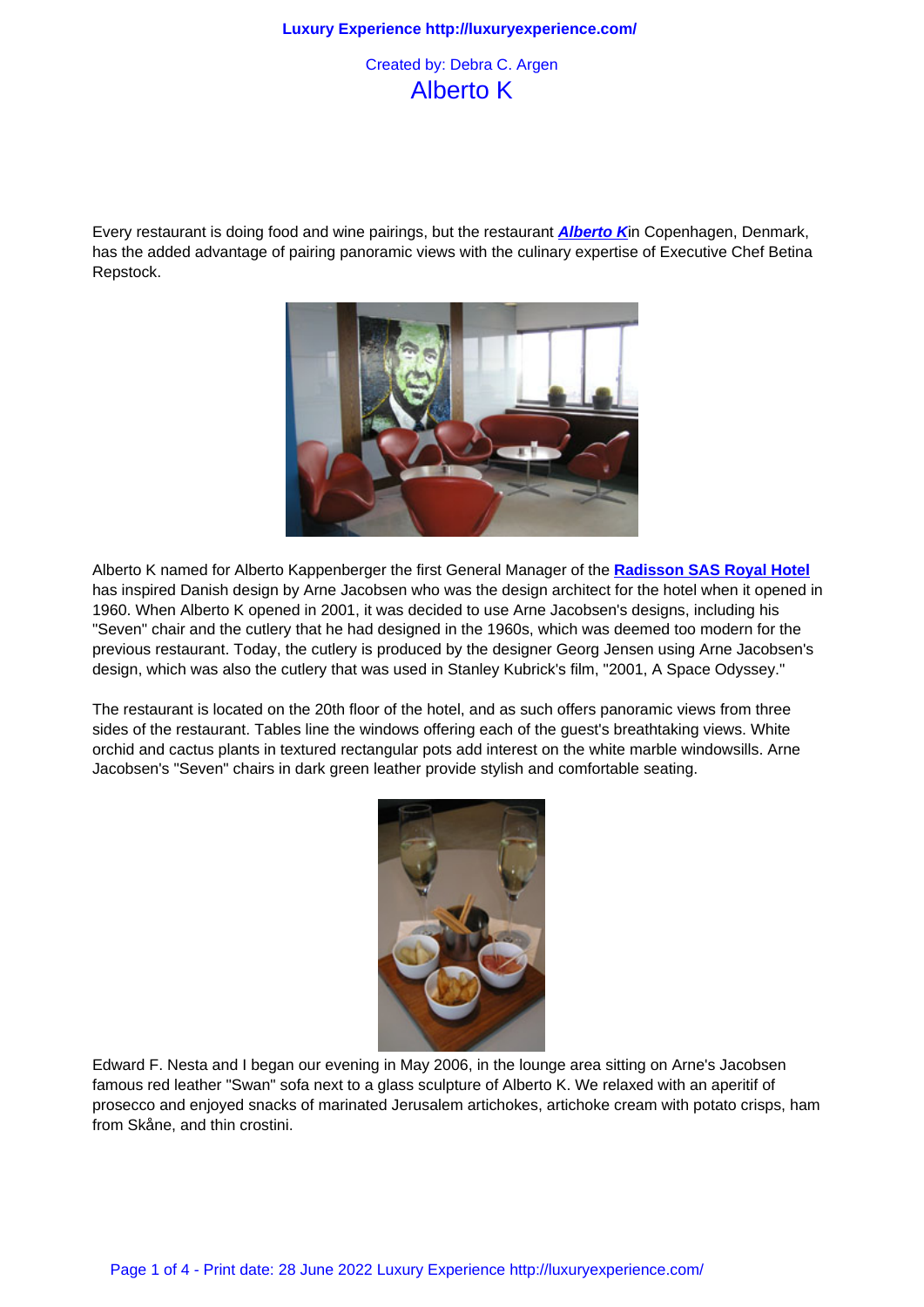Created by: Debra C. Argen

# Alberto K

Every restaurant is doing food and wine pairings, but the restaurant ***Alberto K***in Copenhagen, Denmark, has the added advantage of pairing panoramic views with the culinary expertise of Executive Chef Betina Repstock.

Alberto K named for Alberto Kappenberger the first General Manager of the **Radisson SAS Royal Hotel** has inspired Danish design by Arne Jacobsen who was the design architect for the hotel when it opened in 1960. When Alberto K opened in 2001, it was decided to use Arne Jacobsen's designs, including his "Seven" chair and the cutlery that he had designed in the 1960s, which was deemed too modern for the previous restaurant. Today, the cutlery is produced by the designer Georg Jensen using Arne Jacobsen's design, which was also the cutlery that was used in Stanley Kubrick's film, "2001, A Space Odyssey."

The restaurant is located on the 20th floor of the hotel, and as such offers panoramic views from three sides of the restaurant. Tables line the windows offering each of the guest's breathtaking views. White orchid and cactus plants in textured rectangular pots add interest on the white marble windowsills. Arne Jacobsen's "Seven" chairs in dark green leather provide stylish and comfortable seating.

Edward F. Nesta and I began our evening in May 2006, in the lounge area sitting on Arne's Jacobsen famous red leather "Swan" sofa next to a glass sculpture of Alberto K. We relaxed with an aperitif of prosecco and enjoyed snacks of marinated Jerusalem artichokes, artichoke cream with potato crisps, ham from Skåne, and thin crostini.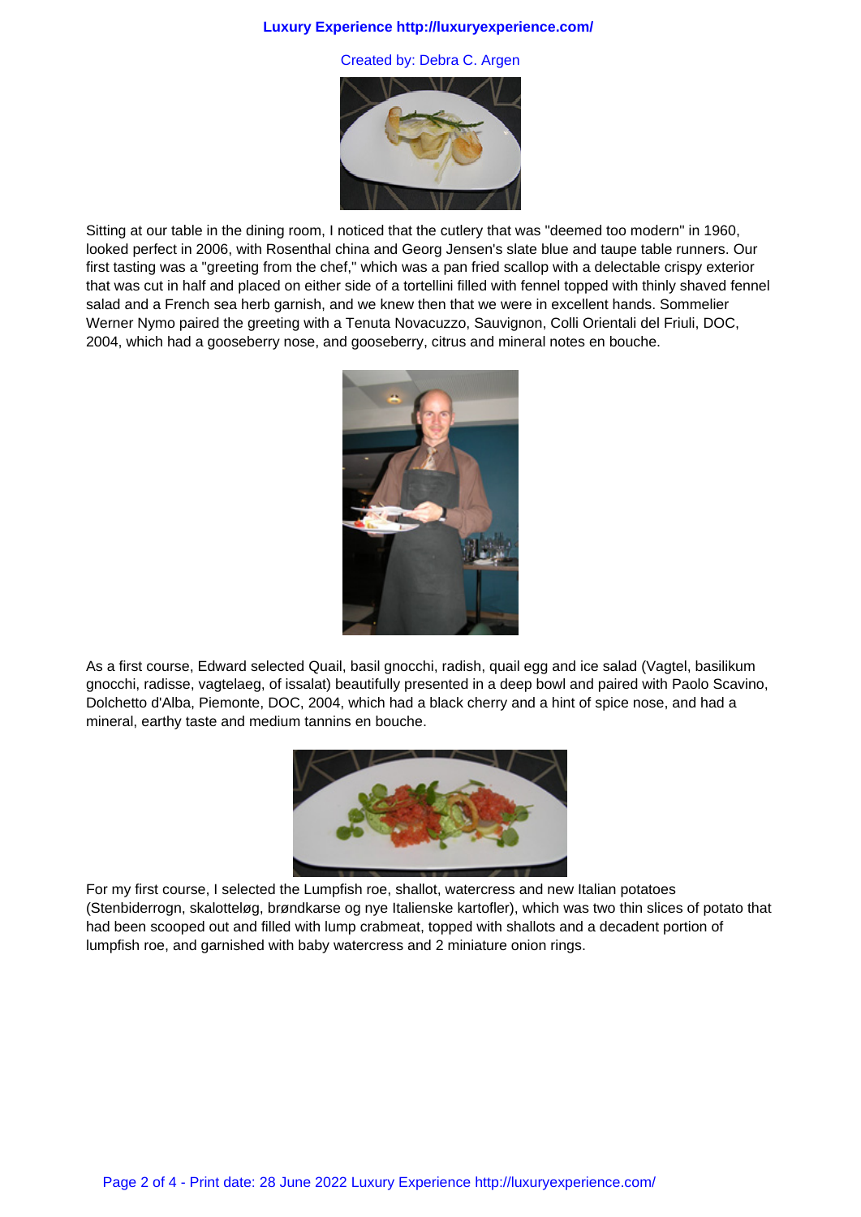Sitting at our table in the dining room, I noticed that the cutlery that was "deemed too modern" in 1960, looked perfect in 2006, with Rosenthal china and Georg Jensen's slate blue and taupe table runners. Our first tasting was a "greeting from the chef," which was a pan fried scallop with a delectable crispy exterior that was cut in half and placed on either side of a tortellini filled with fennel topped with thinly shaved fennel salad and a French sea herb garnish, and we knew then that we were in excellent hands. Sommelier Werner Nymo paired the greeting with a Tenuta Novacuzzo, Sauvignon, Colli Orientali del Friuli, DOC, 2004, which had a gooseberry nose, and gooseberry, citrus and mineral notes en bouche.

As a first course, Edward selected Quail, basil gnocchi, radish, quail egg and ice salad (Vagtel, basilikum gnocchi, radisse, vagtelaeg, of issalat) beautifully presented in a deep bowl and paired with Paolo Scavino, Dolchetto d'Alba, Piemonte, DOC, 2004, which had a black cherry and a hint of spice nose, and had a mineral, earthy taste and medium tannins en bouche.

For my first course, I selected the Lumpfish roe, shallot, watercress and new Italian potatoes (Stenbiderrogn, skalotteløg, brøndkarse og nye Italienske kartofler), which was two thin slices of potato that had been scooped out and filled with lump crabmeat, topped with shallots and a decadent portion of lumpfish roe, and garnished with baby watercress and 2 miniature onion rings.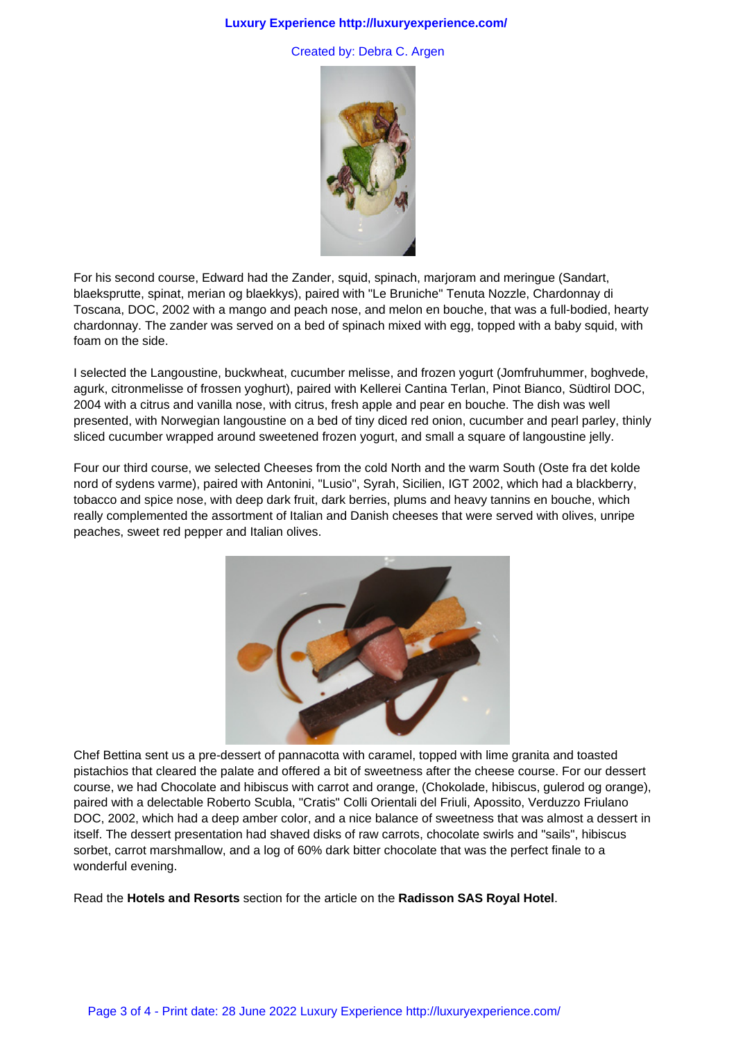For his second course, Edward had the Zander, squid, spinach, marjoram and meringue (Sandart, blaeksprutte, spinat, merian og blaekkys), paired with "Le Bruniche" Tenuta Nozzle, Chardonnay di Toscana, DOC, 2002 with a mango and peach nose, and melon en bouche, that was a full-bodied, hearty chardonnay. The zander was served on a bed of spinach mixed with egg, topped with a baby squid, with foam on the side.

I selected the Langoustine, buckwheat, cucumber melisse, and frozen yogurt (Jomfruhummer, boghvede, agurk, citronmelisse of frossen yoghurt), paired with Kellerei Cantina Terlan, Pinot Bianco, Südtirol DOC, 2004 with a citrus and vanilla nose, with citrus, fresh apple and pear en bouche. The dish was well presented, with Norwegian langoustine on a bed of tiny diced red onion, cucumber and pearl parley, thinly sliced cucumber wrapped around sweetened frozen yogurt, and small a square of langoustine jelly.

Four our third course, we selected Cheeses from the cold North and the warm South (Oste fra det kolde nord of sydens varme), paired with Antonini, "Lusio", Syrah, Sicilien, IGT 2002, which had a blackberry, tobacco and spice nose, with deep dark fruit, dark berries, plums and heavy tannins en bouche, which really complemented the assortment of Italian and Danish cheeses that were served with olives, unripe peaches, sweet red pepper and Italian olives.

Chef Bettina sent us a pre-dessert of pannacotta with caramel, topped with lime granita and toasted pistachios that cleared the palate and offered a bit of sweetness after the cheese course. For our dessert course, we had Chocolate and hibiscus with carrot and orange, (Chokolade, hibiscus, gulerod og orange), paired with a delectable Roberto Scubla, "Cratis" Colli Orientali del Friuli, Apossito, Verduzzo Friulano DOC, 2002, which had a deep amber color, and a nice balance of sweetness that was almost a dessert in itself. The dessert presentation had shaved disks of raw carrots, chocolate swirls and "sails", hibiscus sorbet, carrot marshmallow, and a log of 60% dark bitter chocolate that was the perfect finale to a wonderful evening.

Read the **Hotels and Resorts** section for the article on the **Radisson SAS Royal Hotel**.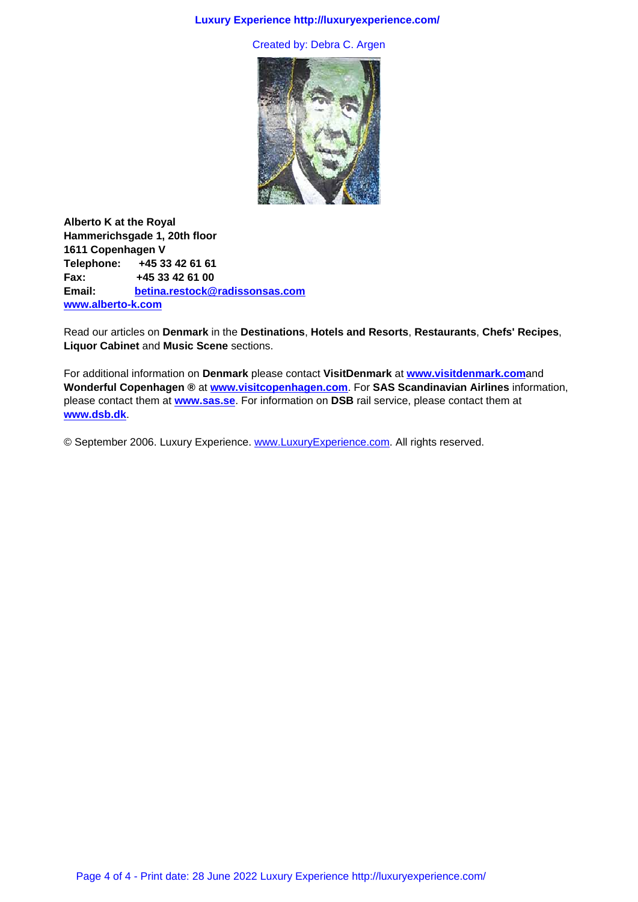Created by: Debra C. Argen

**Alberto K at the Royal**
**Hammerichsgade 1, 20th floor**
**1611 Copenhagen V**
**Telephone: +45 33 42 61 61**
**Fax: +45 33 42 61 00**
**Email: betina.restock@radissonsas.com**
**www.alberto-k.com**

Read our articles on **Denmark** in the **Destinations**, **Hotels and Resorts**, **Restaurants**, **Chefs' Recipes**, **Liquor Cabinet** and **Music Scene** sections.

For additional information on **Denmark** please contact **VisitDenmark** at **www.visitdenmark.com**and **Wonderful Copenhagen ®** at **www.visitcopenhagen.com**. For **SAS Scandinavian Airlines** information, please contact them at **www.sas.se**. For information on **DSB** rail service, please contact them at **www.dsb.dk**.

© September 2006. Luxury Experience. www.LuxuryExperience.com. All rights reserved.